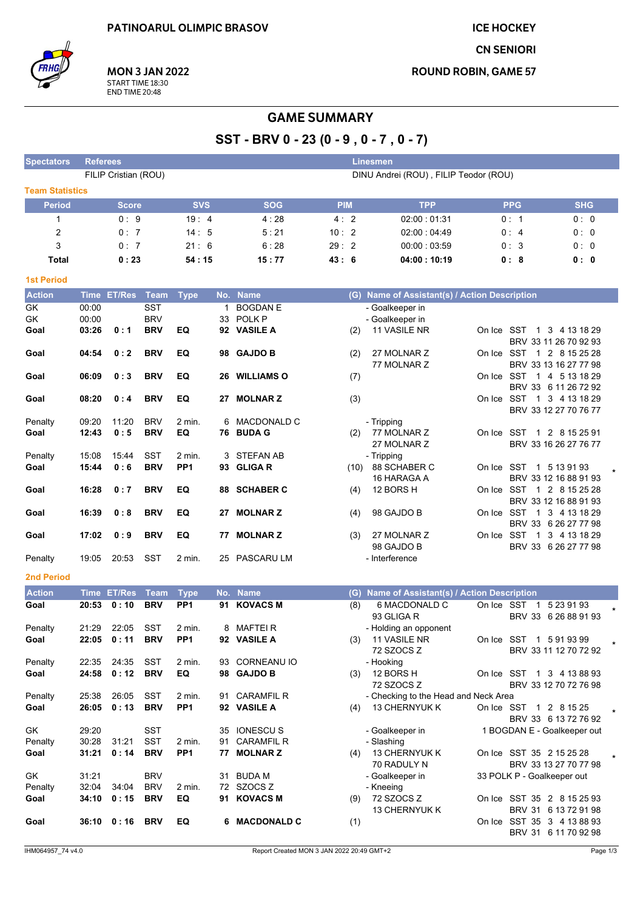PATINOARUL OLIMPIC BRASOV

ICE HOCKEY

CN SENIORI

ROUND ROBIN, GAME 57

**MON 3 JAN 2022**
START TIME 18:30
END TIME 20:48

# GAME SUMMARY

## SST - BRV 0 - 23 (0 - 9 , 0 - 7 , 0 - 7)

| Spectators | Referees | Linesmen |
|---|---|---|
| | FILIP Cristian (ROU) | DINU Andrei (ROU) , FILIP Teodor (ROU) |

**Team Statistics**

| Period | Score | SVS | SOG | PIM | TPP | PPG | SHG |
|---|---|---|---|---|---|---|---|
| 1 | 0 : 9 | 19 : 4 | 4 : 28 | 4 : 2 | 02:00 : 01:31 | 0 : 1 | 0 : 0 |
| 2 | 0 : 7 | 14 : 5 | 5 : 21 | 10 : 2 | 02:00 : 04:49 | 0 : 4 | 0 : 0 |
| 3 | 0 : 7 | 21 : 6 | 6 : 28 | 29 : 2 | 00:00 : 03:59 | 0 : 3 | 0 : 0 |
| **Total** | **0 : 23** | **54 : 15** | **15 : 77** | **43 : 6** | **04:00 : 10:19** | **0 : 8** | **0 : 0** |

**1st Period**

| Action | Time | ET/Res | Team | Type | No. | Name | (G) | Name of Assistant(s) / Action Description | On Ice | |
|---|---|---|---|---|---|---|---|---|---|---|
| GK | 00:00 | | SST | | 1 | BOGDAN E | | - Goalkeeper in | | |
| GK | 00:00 | | BRV | | 33 | POLK P | | - Goalkeeper in | | |
| **Goal** | **03:26** | **0 : 1** | **BRV** | **EQ** | **92** | **VASILE A** | (2) | 11 VASILE NR | On Ice SST 1 3 4 13 18 29<br>BRV 33 11 26 70 92 93 | |
| **Goal** | **04:54** | **0 : 2** | **BRV** | **EQ** | **98** | **GAJDO B** | (2) | 27 MOLNAR Z<br>77 MOLNAR Z | On Ice SST 1 2 8 15 25 28<br>BRV 33 13 16 27 77 98 | |
| **Goal** | **06:09** | **0 : 3** | **BRV** | **EQ** | **26** | **WILLIAMS O** | (7) | | On Ice SST 1 4 5 13 18 29<br>BRV 33 6 11 26 72 92 | |
| **Goal** | **08:20** | **0 : 4** | **BRV** | **EQ** | **27** | **MOLNAR Z** | (3) | | On Ice SST 1 3 4 13 18 29<br>BRV 33 12 27 70 76 77 | |
| Penalty | 09:20 | 11:20 | BRV | 2 min. | 6 | MACDONALD C | | - Tripping | | |
| **Goal** | **12:43** | **0 : 5** | **BRV** | **EQ** | **76** | **BUDA G** | (2) | 77 MOLNAR Z<br>27 MOLNAR Z | On Ice SST 1 2 8 15 25 91<br>BRV 33 16 26 27 76 77 | |
| Penalty | 15:08 | 15:44 | SST | 2 min. | 3 | STEFAN AB | | - Tripping | | |
| **Goal** | **15:44** | **0 : 6** | **BRV** | **PP1** | **93** | **GLIGA R** | (10) | 88 SCHABER C<br>16 HARAGA A | On Ice SST 1 5 13 91 93<br>BRV 33 12 16 88 91 93 | * |
| **Goal** | **16:28** | **0 : 7** | **BRV** | **EQ** | **88** | **SCHABER C** | (4) | 12 BORS H | On Ice SST 1 2 8 15 25 28<br>BRV 33 12 16 88 91 93 | |
| **Goal** | **16:39** | **0 : 8** | **BRV** | **EQ** | **27** | **MOLNAR Z** | (4) | 98 GAJDO B | On Ice SST 1 3 4 13 18 29<br>BRV 33 6 26 27 77 98 | |
| **Goal** | **17:02** | **0 : 9** | **BRV** | **EQ** | **77** | **MOLNAR Z** | (3) | 27 MOLNAR Z<br>98 GAJDO B | On Ice SST 1 3 4 13 18 29<br>BRV 33 6 26 27 77 98 | |
| Penalty | 19:05 | 20:53 | SST | 2 min. | 25 | PASCARU LM | | - Interference | | |

**2nd Period**

| Action | Time | ET/Res | Team | Type | No. | Name | (G) | Name of Assistant(s) / Action Description | On Ice | |
|---|---|---|---|---|---|---|---|---|---|---|
| **Goal** | **20:53** | **0 : 10** | **BRV** | **PP1** | **91** | **KOVACS M** | (8) | 6 MACDONALD C<br>93 GLIGA R | On Ice SST 1 5 23 91 93<br>BRV 33 6 26 88 91 93 | * |
| Penalty | 21:29 | 22:05 | SST | 2 min. | 8 | MAFTEI R | | - Holding an opponent | | |
| **Goal** | **22:05** | **0 : 11** | **BRV** | **PP1** | **92** | **VASILE A** | (3) | 11 VASILE NR<br>72 SZOCS Z | On Ice SST 1 5 91 93 99<br>BRV 33 11 12 70 72 92 | * |
| Penalty | 22:35 | 24:35 | SST | 2 min. | 93 | CORNEANU IO | | - Hooking | | |
| **Goal** | **24:58** | **0 : 12** | **BRV** | **EQ** | **98** | **GAJDO B** | (3) | 12 BORS H<br>72 SZOCS Z | On Ice SST 1 3 4 13 88 93<br>BRV 33 12 70 72 76 98 | |
| Penalty | 25:38 | 26:05 | SST | 2 min. | 91 | CARAMFIL R | | - Checking to the Head and Neck Area | | |
| **Goal** | **26:05** | **0 : 13** | **BRV** | **PP1** | **92** | **VASILE A** | (4) | 13 CHERNYUK K | On Ice SST 1 2 8 15 25<br>BRV 33 6 13 72 76 92 | * |
| GK | 29:20 | | SST | | 35 | IONESCU S | | - Goalkeeper in | 1 BOGDAN E - Goalkeeper out | |
| Penalty | 30:28 | 31:21 | SST | 2 min. | 91 | CARAMFIL R | | - Slashing | | |
| **Goal** | **31:21** | **0 : 14** | **BRV** | **PP1** | **77** | **MOLNAR Z** | (4) | 13 CHERNYUK K<br>70 RADULY N | On Ice SST 35 2 15 25 28<br>BRV 33 13 27 70 77 98 | * |
| GK | 31:21 | | BRV | | 31 | BUDA M | | - Goalkeeper in | 33 POLK P - Goalkeeper out | |
| Penalty | 32:04 | 34:04 | BRV | 2 min. | 72 | SZOCS Z | | - Kneeing | | |
| **Goal** | **34:10** | **0 : 15** | **BRV** | **EQ** | **91** | **KOVACS M** | (9) | 72 SZOCS Z<br>13 CHERNYUK K | On Ice SST 35 2 8 15 25 93<br>BRV 31 6 13 72 91 98 | |
| **Goal** | **36:10** | **0 : 16** | **BRV** | **EQ** | **6** | **MACDONALD C** | (1) | | On Ice SST 35 3 4 13 88 93<br>BRV 31 6 11 70 92 98 | |

IHM064957_74 v4.0 — Report Created MON 3 JAN 2022 20:49 GMT+2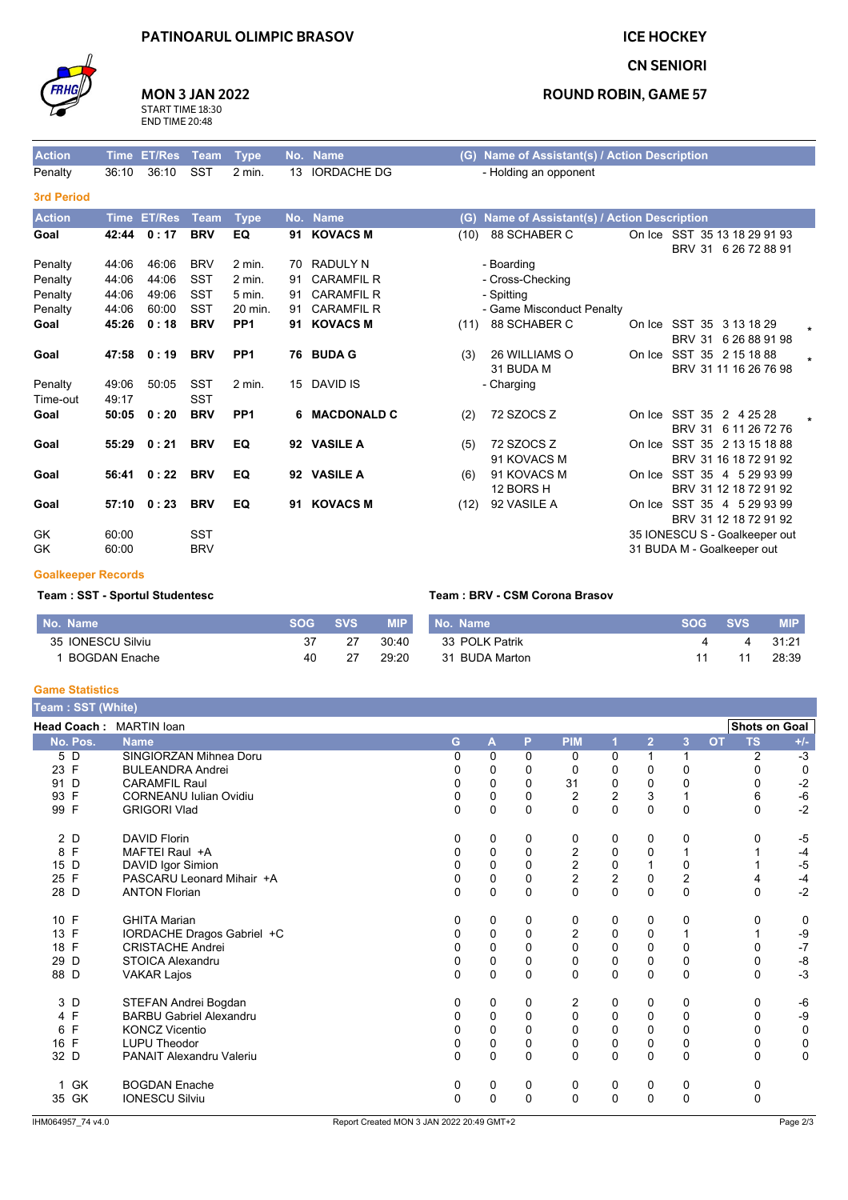PATINOARUL OLIMPIC BRASOV

MON 3 JAN 2022
START TIME 18:30
END TIME 20:48

ICE HOCKEY
CN SENIORI
ROUND ROBIN, GAME 57

| Action | Time | ET/Res | Team | Type | No. | Name | (G) | Name of Assistant(s) / Action Description | |
|---|---|---|---|---|---|---|---|---|---|
| Penalty | 36:10 | 36:10 | SST | 2 min. | 13 | IORDACHE DG | | - Holding an opponent | |

### 3rd Period

| Action | Time | ET/Res | Team | Type | No. | Name | (G) | Name of Assistant(s) / Action Description | On Ice | |
|---|---|---|---|---|---|---|---|---|---|---|
| **Goal** | **42:44** | **0 : 17** | **BRV** | **EQ** | **91** | **KOVACS M** | (10) | 88 SCHABER C | On Ice SST 35 13 18 29 91 93 BRV 31 6 26 72 88 91 | |
| Penalty | 44:06 | 46:06 | BRV | 2 min. | 70 | RADULY N | | - Boarding | | |
| Penalty | 44:06 | 44:06 | SST | 2 min. | 91 | CARAMFIL R | | - Cross-Checking | | |
| Penalty | 44:06 | 49:06 | SST | 5 min. | 91 | CARAMFIL R | | - Spitting | | |
| Penalty | 44:06 | 60:00 | SST | 20 min. | 91 | CARAMFIL R | | - Game Misconduct Penalty | | |
| **Goal** | **45:26** | **0 : 18** | **BRV** | **PP1** | **91** | **KOVACS M** | (11) | 88 SCHABER C | On Ice SST 35 3 13 18 29 BRV 31 6 26 88 91 98 | * |
| **Goal** | **47:58** | **0 : 19** | **BRV** | **PP1** | **76** | **BUDA G** | (3) | 26 WILLIAMS O, 31 BUDA M | On Ice SST 35 2 15 18 88 BRV 31 11 16 26 76 98 | * |
| Penalty | 49:06 | 50:05 | SST | 2 min. | 15 | DAVID IS | | - Charging | | |
| Time-out | 49:17 | | SST | | | | | | | |
| **Goal** | **50:05** | **0 : 20** | **BRV** | **PP1** | **6** | **MACDONALD C** | (2) | 72 SZOCS Z | On Ice SST 35 2 4 25 28 BRV 31 6 11 26 72 76 | * |
| **Goal** | **55:29** | **0 : 21** | **BRV** | **EQ** | **92** | **VASILE A** | (5) | 72 SZOCS Z, 91 KOVACS M | On Ice SST 35 2 13 15 18 88 BRV 31 16 18 72 91 92 | |
| **Goal** | **56:41** | **0 : 22** | **BRV** | **EQ** | **92** | **VASILE A** | (6) | 91 KOVACS M, 12 BORS H | On Ice SST 35 4 5 29 93 99 BRV 31 12 18 72 91 92 | |
| **Goal** | **57:10** | **0 : 23** | **BRV** | **EQ** | **91** | **KOVACS M** | (12) | 92 VASILE A | On Ice SST 35 4 5 29 93 99 BRV 31 12 18 72 91 92 | |
| GK | 60:00 | | SST | | | | | | 35 IONESCU S - Goalkeeper out | |
| GK | 60:00 | | BRV | | | | | | 31 BUDA M - Goalkeeper out | |

### Goalkeeper Records

**Team : SST - Sportul Studentesc**

| No. Name | SOG | SVS | MIP |
|---|---|---|---|
| 35 IONESCU Silviu | 37 | 27 | 30:40 |
| 1 BOGDAN Enache | 40 | 27 | 29:20 |

**Team : BRV - CSM Corona Brasov**

| No. Name | SOG | SVS | MIP |
|---|---|---|---|
| 33 POLK Patrik | 4 | 4 | 31:21 |
| 31 BUDA Marton | 11 | 11 | 28:39 |

### Game Statistics

**Team : SST (White)**

**Head Coach :** MARTIN Ioan

| No. | Pos. | Name | G | A | P | PIM | 1 | 2 | 3 | OT | TS | +/- |
|---|---|---|---|---|---|---|---|---|---|---|---|---|
| 5 | D | SINGIORZAN Mihnea Doru | 0 | 0 | 0 | 0 | 0 | 1 | 1 | | 2 | -3 |
| 23 | F | BULEANDRA Andrei | 0 | 0 | 0 | 0 | 0 | 0 | 0 | | 0 | 0 |
| 91 | D | CARAMFIL Raul | 0 | 0 | 0 | 31 | 0 | 0 | 0 | | 0 | -2 |
| 93 | F | CORNEANU Iulian Ovidiu | 0 | 0 | 0 | 2 | 2 | 3 | 1 | | 6 | -6 |
| 99 | F | GRIGORI Vlad | 0 | 0 | 0 | 0 | 0 | 0 | 0 | | 0 | -2 |
| 2 | D | DAVID Florin | 0 | 0 | 0 | 0 | 0 | 0 | 0 | | 0 | -5 |
| 8 | F | MAFTEI Raul +A | 0 | 0 | 0 | 2 | 0 | 0 | 1 | | 1 | -4 |
| 15 | D | DAVID Igor Simion | 0 | 0 | 0 | 2 | 0 | 1 | 0 | | 1 | -5 |
| 25 | F | PASCARU Leonard Mihair +A | 0 | 0 | 0 | 2 | 2 | 0 | 2 | | 4 | -4 |
| 28 | D | ANTON Florian | 0 | 0 | 0 | 0 | 0 | 0 | 0 | | 0 | -2 |
| 10 | F | GHITA Marian | 0 | 0 | 0 | 0 | 0 | 0 | 0 | | 0 | 0 |
| 13 | F | IORDACHE Dragos Gabriel +C | 0 | 0 | 0 | 2 | 0 | 0 | 1 | | 1 | -9 |
| 18 | F | CRISTACHE Andrei | 0 | 0 | 0 | 0 | 0 | 0 | 0 | | 0 | -7 |
| 29 | D | STOICA Alexandru | 0 | 0 | 0 | 0 | 0 | 0 | 0 | | 0 | -8 |
| 88 | D | VAKAR Lajos | 0 | 0 | 0 | 0 | 0 | 0 | 0 | | 0 | -3 |
| 3 | D | STEFAN Andrei Bogdan | 0 | 0 | 0 | 2 | 0 | 0 | 0 | | 0 | -6 |
| 4 | F | BARBU Gabriel Alexandru | 0 | 0 | 0 | 0 | 0 | 0 | 0 | | 0 | -9 |
| 6 | F | KONCZ Vicentio | 0 | 0 | 0 | 0 | 0 | 0 | 0 | | 0 | 0 |
| 16 | F | LUPU Theodor | 0 | 0 | 0 | 0 | 0 | 0 | 0 | | 0 | 0 |
| 32 | D | PANAIT Alexandru Valeriu | 0 | 0 | 0 | 0 | 0 | 0 | 0 | | 0 | 0 |
| 1 | GK | BOGDAN Enache | 0 | 0 | 0 | 0 | 0 | 0 | 0 | | 0 | |
| 35 | GK | IONESCU Silviu | 0 | 0 | 0 | 0 | 0 | 0 | 0 | | 0 | |

IHM064957_74 v4.0 Report Created MON 3 JAN 2022 20:49 GMT+2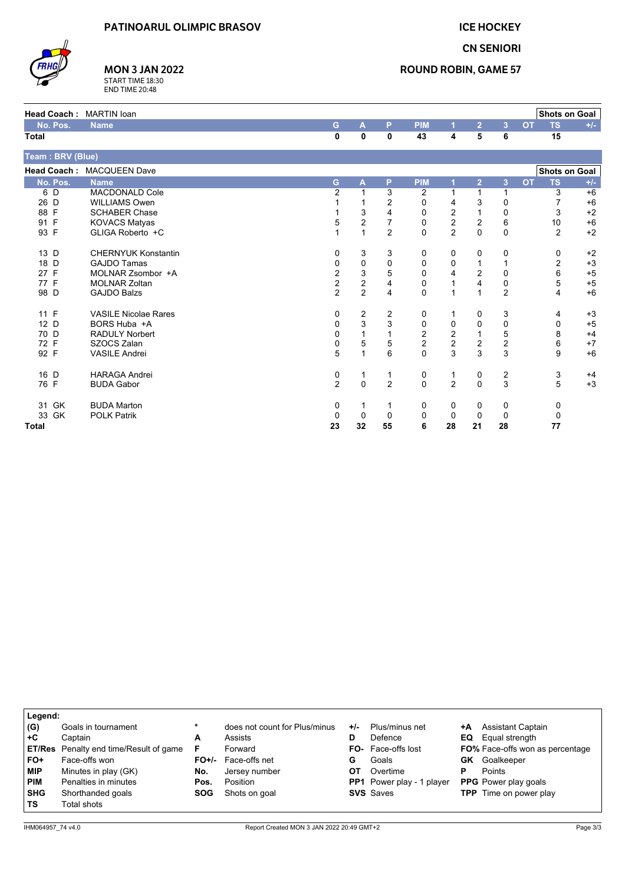PATINOARUL OLIMPIC BRASOV

ICE HOCKEY

CN SENIORI

**MON 3 JAN 2022**
START TIME 18:30
END TIME 20:48

ROUND ROBIN, GAME 57

**Head Coach :** MARTIN Ioan

| No. | Pos. | Name | G | A | P | PIM | 1 | 2 | 3 | OT | TS | +/- |
|---|---|---|---|---|---|---|---|---|---|---|---|---|
| **Total** | | | 0 | 0 | 0 | 43 | 4 | 5 | 6 | | 15 | |

## Team : BRV (Blue)

**Head Coach :** MACQUEEN Dave

| No. | Pos. | Name | G | A | P | PIM | 1 | 2 | 3 | OT | TS | +/- |
|---|---|---|---|---|---|---|---|---|---|---|---|---|
| 6 | D | MACDONALD Cole | 2 | 1 | 3 | 2 | 1 | 1 | 1 | | 3 | +6 |
| 26 | D | WILLIAMS Owen | 1 | 1 | 2 | 0 | 4 | 3 | 0 | | 7 | +6 |
| 88 | F | SCHABER Chase | 1 | 3 | 4 | 0 | 2 | 1 | 0 | | 3 | +2 |
| 91 | F | KOVACS Matyas | 5 | 2 | 7 | 0 | 2 | 2 | 6 | | 10 | +6 |
| 93 | F | GLIGA Roberto +C | 1 | 1 | 2 | 0 | 2 | 0 | 0 | | 2 | +2 |
| 13 | D | CHERNYUK Konstantin | 0 | 3 | 3 | 0 | 0 | 0 | 0 | | 0 | +2 |
| 18 | D | GAJDO Tamas | 0 | 0 | 0 | 0 | 0 | 1 | 1 | | 2 | +3 |
| 27 | F | MOLNAR Zsombor +A | 2 | 3 | 5 | 0 | 4 | 2 | 0 | | 6 | +5 |
| 77 | F | MOLNAR Zoltan | 2 | 2 | 4 | 0 | 1 | 4 | 0 | | 5 | +5 |
| 98 | D | GAJDO Balzs | 2 | 2 | 4 | 0 | 1 | 1 | 2 | | 4 | +6 |
| 11 | F | VASILE Nicolae Rares | 0 | 2 | 2 | 0 | 1 | 0 | 3 | | 4 | +3 |
| 12 | D | BORS Huba +A | 0 | 3 | 3 | 0 | 0 | 0 | 0 | | 0 | +5 |
| 70 | D | RADULY Norbert | 0 | 1 | 1 | 2 | 2 | 1 | 5 | | 8 | +4 |
| 72 | F | SZOCS Zalan | 0 | 5 | 5 | 2 | 2 | 2 | 2 | | 6 | +7 |
| 92 | F | VASILE Andrei | 5 | 1 | 6 | 0 | 3 | 3 | 3 | | 9 | +6 |
| 16 | D | HARAGA Andrei | 0 | 1 | 1 | 0 | 1 | 0 | 2 | | 3 | +4 |
| 76 | F | BUDA Gabor | 2 | 0 | 2 | 0 | 2 | 0 | 3 | | 5 | +3 |
| 31 | GK | BUDA Marton | 0 | 1 | 1 | 0 | 0 | 0 | 0 | | 0 | |
| 33 | GK | POLK Patrik | 0 | 0 | 0 | 0 | 0 | 0 | 0 | | 0 | |
| **Total** | | | 23 | 32 | 55 | 6 | 28 | 21 | 28 | | 77 | |

**Legend:**

| | | | | | | | |
|---|---|---|---|---|---|---|---|
| (G) | Goals in tournament | * | does not count for Plus/minus | +/- | Plus/minus net | +A | Assistant Captain |
| +C | Captain | A | Assists | D | Defence | EQ | Equal strength |
| ET/Res | Penalty end time/Result of game | F | Forward | FO- | Face-offs lost | FO% | Face-offs won as percentage |
| FO+ | Face-offs won | FO+/- | Face-offs net | G | Goals | GK | Goalkeeper |
| MIP | Minutes in play (GK) | No. | Jersey number | OT | Overtime | P | Points |
| PIM | Penalties in minutes | Pos. | Position | PP1 | Power play - 1 player | PPG | Power play goals |
| SHG | Shorthanded goals | SOG | Shots on goal | SVS | Saves | TPP | Time on power play |
| TS | Total shots | | | | | | |

IHM064957_74 v4.0 Report Created MON 3 JAN 2022 20:49 GMT+2